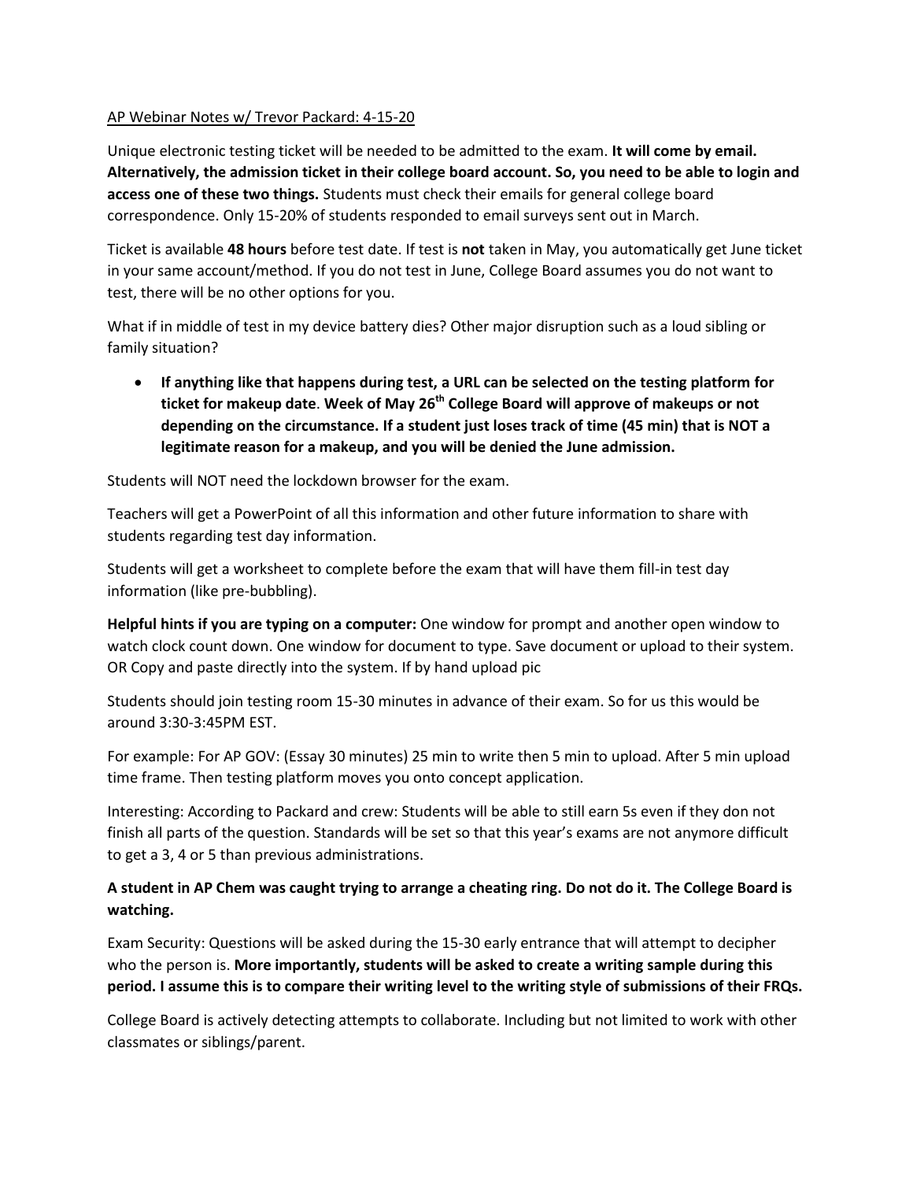AP Webinar Notes w/ Trevor Packard: 4-15-20

Unique electronic testing ticket will be needed to be admitted to the exam. **It will come by email. Alternatively, the admission ticket in their college board account. So, you need to be able to login and access one of these two things.** Students must check their emails for general college board correspondence. Only 15-20% of students responded to email surveys sent out in March.

Ticket is available **48 hours** before test date. If test is **not** taken in May, you automatically get June ticket in your same account/method. If you do not test in June, College Board assumes you do not want to test, there will be no other options for you.

What if in middle of test in my device battery dies? Other major disruption such as a loud sibling or family situation?

- **If anything like that happens during test, a URL can be selected on the testing platform for ticket for makeup date**. **Week of May 26th College Board will approve of makeups or not depending on the circumstance. If a student just loses track of time (45 min) that is NOT a legitimate reason for a makeup, and you will be denied the June admission.**

Students will NOT need the lockdown browser for the exam.

Teachers will get a PowerPoint of all this information and other future information to share with students regarding test day information.

Students will get a worksheet to complete before the exam that will have them fill-in test day information (like pre-bubbling).

**Helpful hints if you are typing on a computer:** One window for prompt and another open window to watch clock count down. One window for document to type. Save document or upload to their system. OR Copy and paste directly into the system. If by hand upload pic

Students should join testing room 15-30 minutes in advance of their exam. So for us this would be around 3:30-3:45PM EST.

For example: For AP GOV: (Essay 30 minutes) 25 min to write then 5 min to upload. After 5 min upload time frame. Then testing platform moves you onto concept application.

Interesting: According to Packard and crew: Students will be able to still earn 5s even if they don not finish all parts of the question. Standards will be set so that this year's exams are not anymore difficult to get a 3, 4 or 5 than previous administrations.

**A student in AP Chem was caught trying to arrange a cheating ring. Do not do it. The College Board is watching.**

Exam Security: Questions will be asked during the 15-30 early entrance that will attempt to decipher who the person is. **More importantly, students will be asked to create a writing sample during this period. I assume this is to compare their writing level to the writing style of submissions of their FRQs.**

College Board is actively detecting attempts to collaborate. Including but not limited to work with other classmates or siblings/parent.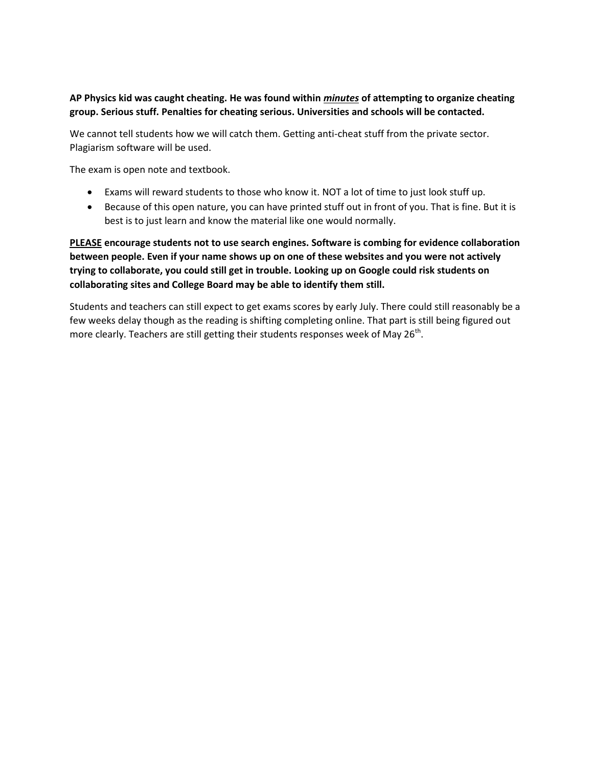**AP Physics kid was caught cheating. He was found within *minutes* of attempting to organize cheating group. Serious stuff. Penalties for cheating serious. Universities and schools will be contacted.**

We cannot tell students how we will catch them. Getting anti-cheat stuff from the private sector. Plagiarism software will be used.

The exam is open note and textbook.

- Exams will reward students to those who know it. NOT a lot of time to just look stuff up.
- Because of this open nature, you can have printed stuff out in front of you. That is fine. But it is best is to just learn and know the material like one would normally.

**PLEASE encourage students not to use search engines. Software is combing for evidence collaboration between people. Even if your name shows up on one of these websites and you were not actively trying to collaborate, you could still get in trouble. Looking up on Google could risk students on collaborating sites and College Board may be able to identify them still.**

Students and teachers can still expect to get exams scores by early July. There could still reasonably be a few weeks delay though as the reading is shifting completing online. That part is still being figured out more clearly. Teachers are still getting their students responses week of May 26th.